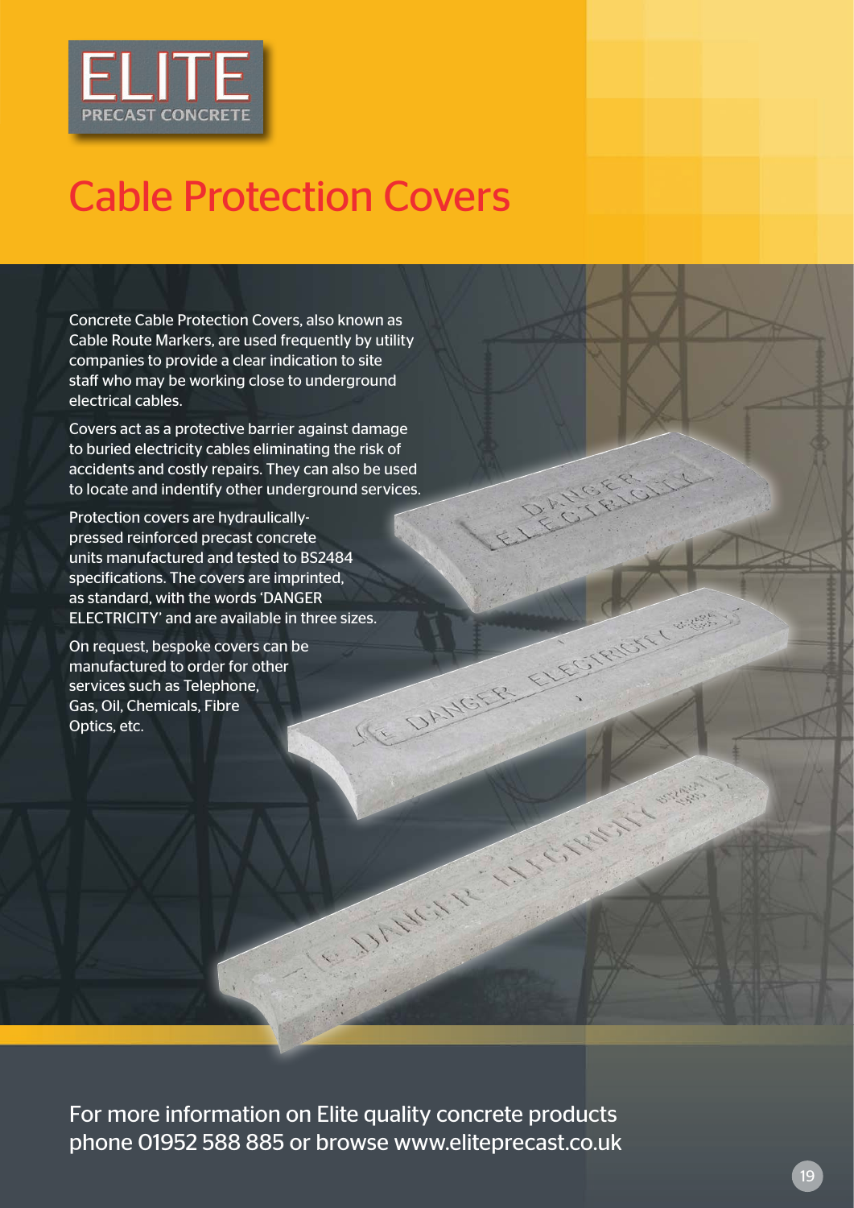ELITE
PRECAST CONCRETE

# Cable Protection Covers

Concrete Cable Protection Covers, also known as Cable Route Markers, are used frequently by utility companies to provide a clear indication to site staff who may be working close to underground electrical cables.

Covers act as a protective barrier against damage to buried electricity cables eliminating the risk of accidents and costly repairs. They can also be used to locate and indentify other underground services.

Protection covers are hydraulically-pressed reinforced precast concrete units manufactured and tested to BS2484 specifications. The covers are imprinted, as standard, with the words 'DANGER ELECTRICITY' and are available in three sizes.

On request, bespoke covers can be manufactured to order for other services such as Telephone, Gas, Oil, Chemicals, Fibre Optics, etc.

For more information on Elite quality concrete products phone 01952 588 885 or browse www.eliteprecast.co.uk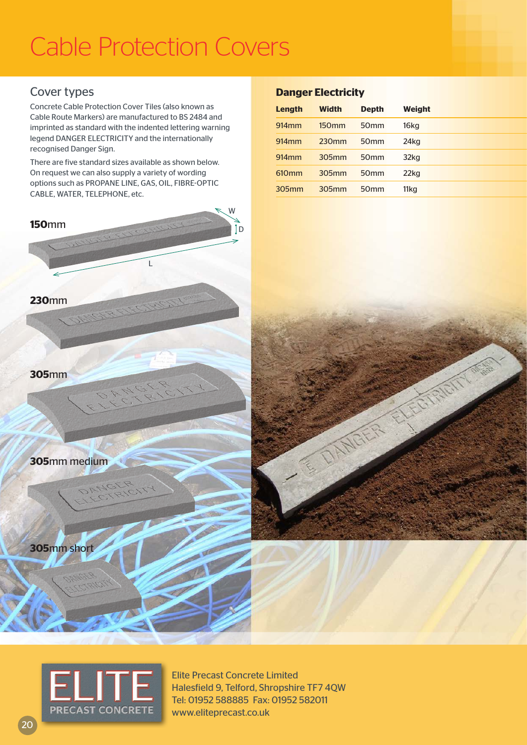# Cable Protection Covers

## Cover types

Concrete Cable Protection Cover Tiles (also known as Cable Route Markers) are manufactured to BS 2484 and imprinted as standard with the indented lettering warning legend DANGER ELECTRICITY and the internationally recognised Danger Sign.

There are five standard sizes available as shown below. On request we can also supply a variety of wording options such as PROPANE LINE, GAS, OIL, FIBRE-OPTIC CABLE, WATER, TELEPHONE, etc.

**150**mm

W

D

L

**230**mm

**305**mm

**305**mm medium

**305**mm short

### Danger Electricity

| Length | Width | Depth | Weight |
|---|---|---|---|
| 914mm | 150mm | 50mm | 16kg |
| 914mm | 230mm | 50mm | 24kg |
| 914mm | 305mm | 50mm | 32kg |
| 610mm | 305mm | 50mm | 22kg |
| 305mm | 305mm | 50mm | 11kg |

ELITE PRECAST CONCRETE

Elite Precast Concrete Limited
Halesfield 9, Telford, Shropshire TF7 4QW
Tel: 01952 588885 Fax: 01952 582011
www.eliteprecast.co.uk